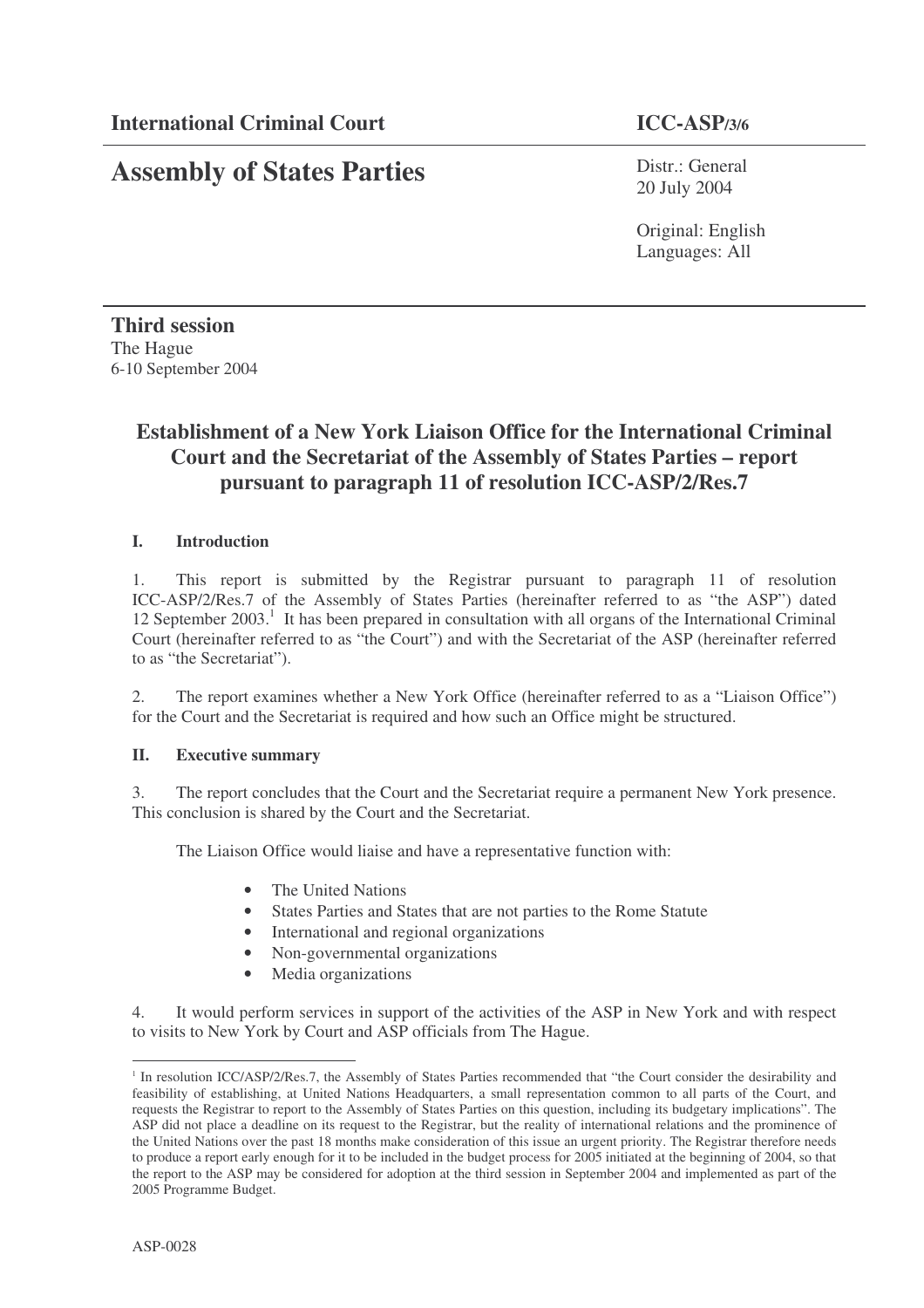**International Criminal Court** **ICC-ASP/3/6**

# Assembly of States Parties

Distr.: General
20 July 2004

Original: English
Languages: All

**Third session**
The Hague
6-10 September 2004

## Establishment of a New York Liaison Office for the International Criminal Court and the Secretariat of the Assembly of States Parties – report pursuant to paragraph 11 of resolution ICC-ASP/2/Res.7

### I. Introduction

1. This report is submitted by the Registrar pursuant to paragraph 11 of resolution ICC-ASP/2/Res.7 of the Assembly of States Parties (hereinafter referred to as "the ASP") dated 12 September 2003.[1] It has been prepared in consultation with all organs of the International Criminal Court (hereinafter referred to as "the Court") and with the Secretariat of the ASP (hereinafter referred to as "the Secretariat").

2. The report examines whether a New York Office (hereinafter referred to as a "Liaison Office") for the Court and the Secretariat is required and how such an Office might be structured.

### II. Executive summary

3. The report concludes that the Court and the Secretariat require a permanent New York presence. This conclusion is shared by the Court and the Secretariat.

The Liaison Office would liaise and have a representative function with:

- The United Nations
- States Parties and States that are not parties to the Rome Statute
- International and regional organizations
- Non-governmental organizations
- Media organizations

4. It would perform services in support of the activities of the ASP in New York and with respect to visits to New York by Court and ASP officials from The Hague.

[1] In resolution ICC/ASP/2/Res.7, the Assembly of States Parties recommended that "the Court consider the desirability and feasibility of establishing, at United Nations Headquarters, a small representation common to all parts of the Court, and requests the Registrar to report to the Assembly of States Parties on this question, including its budgetary implications". The ASP did not place a deadline on its request to the Registrar, but the reality of international relations and the prominence of the United Nations over the past 18 months make consideration of this issue an urgent priority. The Registrar therefore needs to produce a report early enough for it to be included in the budget process for 2005 initiated at the beginning of 2004, so that the report to the ASP may be considered for adoption at the third session in September 2004 and implemented as part of the 2005 Programme Budget.

ASP-0028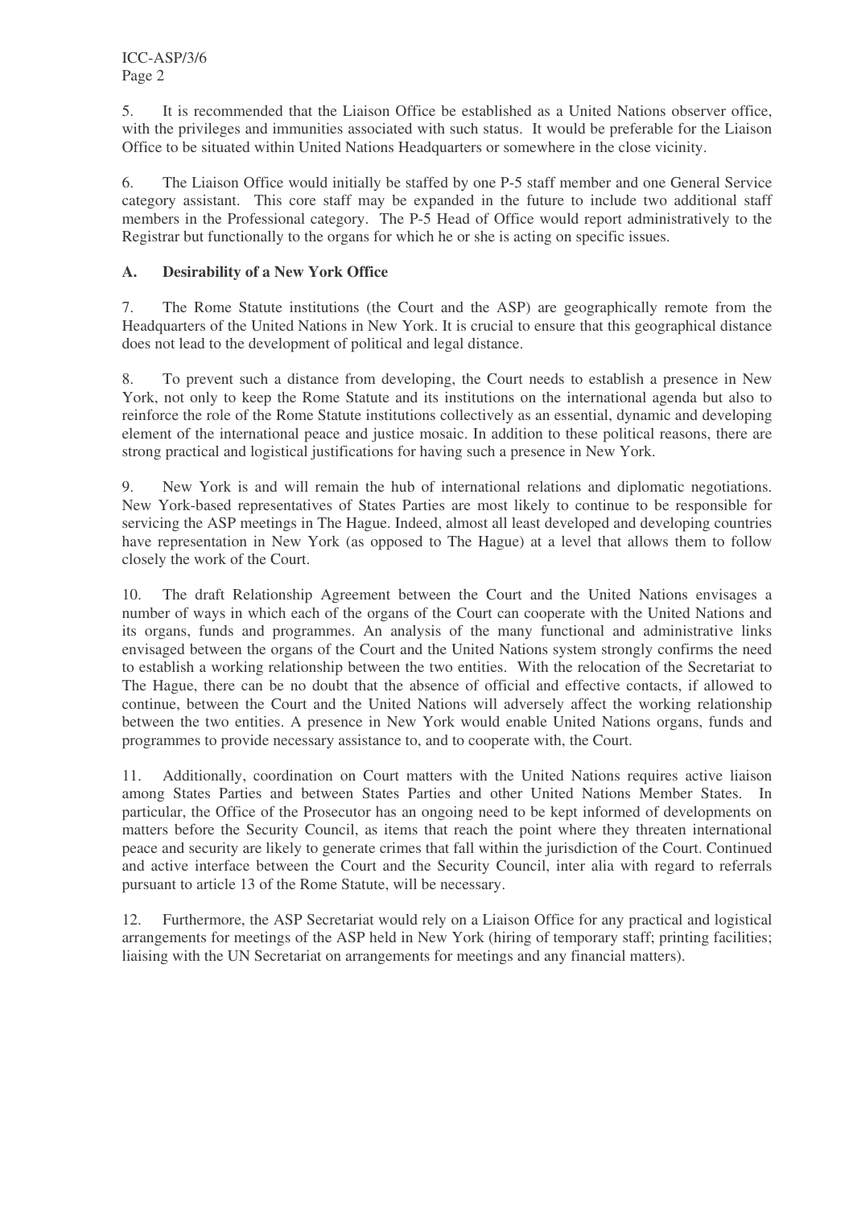5. It is recommended that the Liaison Office be established as a United Nations observer office, with the privileges and immunities associated with such status. It would be preferable for the Liaison Office to be situated within United Nations Headquarters or somewhere in the close vicinity.

6. The Liaison Office would initially be staffed by one P-5 staff member and one General Service category assistant. This core staff may be expanded in the future to include two additional staff members in the Professional category. The P-5 Head of Office would report administratively to the Registrar but functionally to the organs for which he or she is acting on specific issues.

### A. Desirability of a New York Office

7. The Rome Statute institutions (the Court and the ASP) are geographically remote from the Headquarters of the United Nations in New York. It is crucial to ensure that this geographical distance does not lead to the development of political and legal distance.

8. To prevent such a distance from developing, the Court needs to establish a presence in New York, not only to keep the Rome Statute and its institutions on the international agenda but also to reinforce the role of the Rome Statute institutions collectively as an essential, dynamic and developing element of the international peace and justice mosaic. In addition to these political reasons, there are strong practical and logistical justifications for having such a presence in New York.

9. New York is and will remain the hub of international relations and diplomatic negotiations. New York-based representatives of States Parties are most likely to continue to be responsible for servicing the ASP meetings in The Hague. Indeed, almost all least developed and developing countries have representation in New York (as opposed to The Hague) at a level that allows them to follow closely the work of the Court.

10. The draft Relationship Agreement between the Court and the United Nations envisages a number of ways in which each of the organs of the Court can cooperate with the United Nations and its organs, funds and programmes. An analysis of the many functional and administrative links envisaged between the organs of the Court and the United Nations system strongly confirms the need to establish a working relationship between the two entities. With the relocation of the Secretariat to The Hague, there can be no doubt that the absence of official and effective contacts, if allowed to continue, between the Court and the United Nations will adversely affect the working relationship between the two entities. A presence in New York would enable United Nations organs, funds and programmes to provide necessary assistance to, and to cooperate with, the Court.

11. Additionally, coordination on Court matters with the United Nations requires active liaison among States Parties and between States Parties and other United Nations Member States. In particular, the Office of the Prosecutor has an ongoing need to be kept informed of developments on matters before the Security Council, as items that reach the point where they threaten international peace and security are likely to generate crimes that fall within the jurisdiction of the Court. Continued and active interface between the Court and the Security Council, inter alia with regard to referrals pursuant to article 13 of the Rome Statute, will be necessary.

12. Furthermore, the ASP Secretariat would rely on a Liaison Office for any practical and logistical arrangements for meetings of the ASP held in New York (hiring of temporary staff; printing facilities; liaising with the UN Secretariat on arrangements for meetings and any financial matters).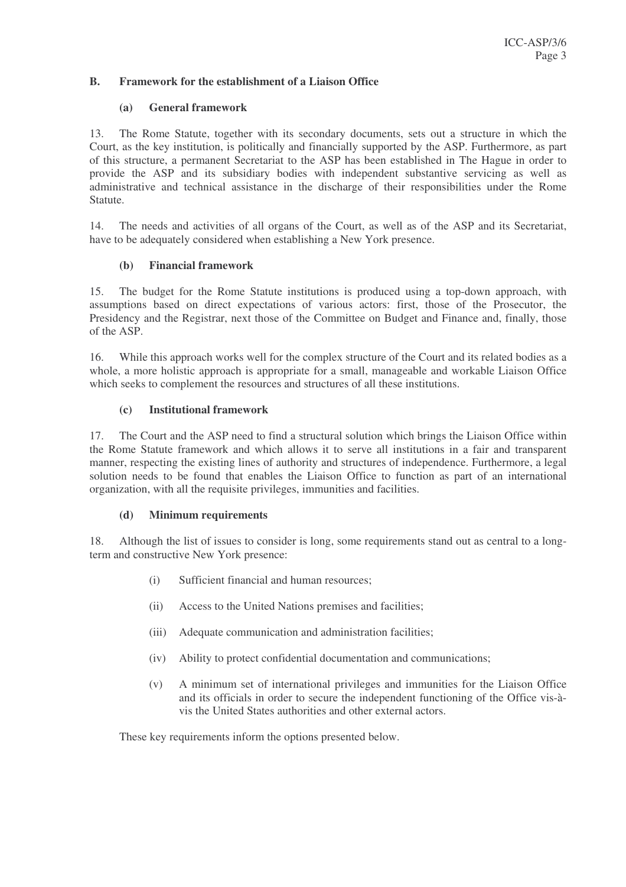### B. Framework for the establishment of a Liaison Office

#### (a) General framework

13. The Rome Statute, together with its secondary documents, sets out a structure in which the Court, as the key institution, is politically and financially supported by the ASP. Furthermore, as part of this structure, a permanent Secretariat to the ASP has been established in The Hague in order to provide the ASP and its subsidiary bodies with independent substantive servicing as well as administrative and technical assistance in the discharge of their responsibilities under the Rome Statute.

14. The needs and activities of all organs of the Court, as well as of the ASP and its Secretariat, have to be adequately considered when establishing a New York presence.

#### (b) Financial framework

15. The budget for the Rome Statute institutions is produced using a top-down approach, with assumptions based on direct expectations of various actors: first, those of the Prosecutor, the Presidency and the Registrar, next those of the Committee on Budget and Finance and, finally, those of the ASP.

16. While this approach works well for the complex structure of the Court and its related bodies as a whole, a more holistic approach is appropriate for a small, manageable and workable Liaison Office which seeks to complement the resources and structures of all these institutions.

#### (c) Institutional framework

17. The Court and the ASP need to find a structural solution which brings the Liaison Office within the Rome Statute framework and which allows it to serve all institutions in a fair and transparent manner, respecting the existing lines of authority and structures of independence. Furthermore, a legal solution needs to be found that enables the Liaison Office to function as part of an international organization, with all the requisite privileges, immunities and facilities.

#### (d) Minimum requirements

18. Although the list of issues to consider is long, some requirements stand out as central to a long-term and constructive New York presence:

- (i) Sufficient financial and human resources;
- (ii) Access to the United Nations premises and facilities;
- (iii) Adequate communication and administration facilities;
- (iv) Ability to protect confidential documentation and communications;
- (v) A minimum set of international privileges and immunities for the Liaison Office and its officials in order to secure the independent functioning of the Office vis-à-vis the United States authorities and other external actors.

These key requirements inform the options presented below.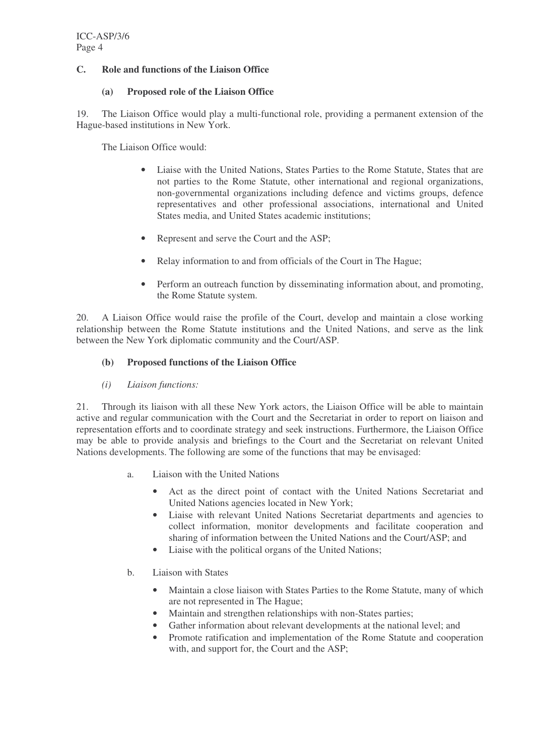### C. Role and functions of the Liaison Office

#### (a) Proposed role of the Liaison Office

19. The Liaison Office would play a multi-functional role, providing a permanent extension of the Hague-based institutions in New York.

The Liaison Office would:

- Liaise with the United Nations, States Parties to the Rome Statute, States that are not parties to the Rome Statute, other international and regional organizations, non-governmental organizations including defence and victims groups, defence representatives and other professional associations, international and United States media, and United States academic institutions;

- Represent and serve the Court and the ASP;

- Relay information to and from officials of the Court in The Hague;

- Perform an outreach function by disseminating information about, and promoting, the Rome Statute system.

20. A Liaison Office would raise the profile of the Court, develop and maintain a close working relationship between the Rome Statute institutions and the United Nations, and serve as the link between the New York diplomatic community and the Court/ASP.

#### (b) Proposed functions of the Liaison Office

*(i) Liaison functions:*

21. Through its liaison with all these New York actors, the Liaison Office will be able to maintain active and regular communication with the Court and the Secretariat in order to report on liaison and representation efforts and to coordinate strategy and seek instructions. Furthermore, the Liaison Office may be able to provide analysis and briefings to the Court and the Secretariat on relevant United Nations developments. The following are some of the functions that may be envisaged:

a. Liaison with the United Nations

- Act as the direct point of contact with the United Nations Secretariat and United Nations agencies located in New York;
- Liaise with relevant United Nations Secretariat departments and agencies to collect information, monitor developments and facilitate cooperation and sharing of information between the United Nations and the Court/ASP; and
- Liaise with the political organs of the United Nations;

b. Liaison with States

- Maintain a close liaison with States Parties to the Rome Statute, many of which are not represented in The Hague;
- Maintain and strengthen relationships with non-States parties;
- Gather information about relevant developments at the national level; and
- Promote ratification and implementation of the Rome Statute and cooperation with, and support for, the Court and the ASP;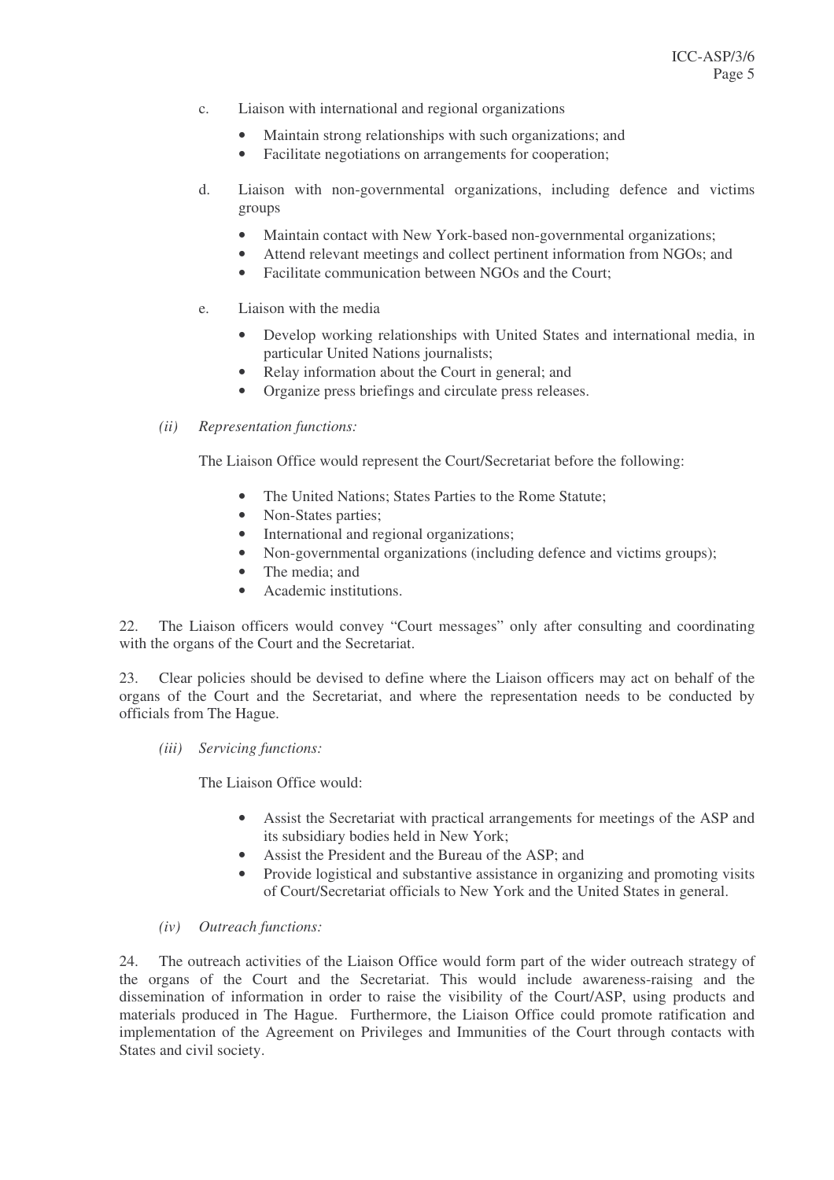c. Liaison with international and regional organizations

- Maintain strong relationships with such organizations; and
- Facilitate negotiations on arrangements for cooperation;

d. Liaison with non-governmental organizations, including defence and victims groups

- Maintain contact with New York-based non-governmental organizations;
- Attend relevant meetings and collect pertinent information from NGOs; and
- Facilitate communication between NGOs and the Court;

e. Liaison with the media

- Develop working relationships with United States and international media, in particular United Nations journalists;
- Relay information about the Court in general; and
- Organize press briefings and circulate press releases.

*(ii) Representation functions:*

The Liaison Office would represent the Court/Secretariat before the following:

- The United Nations; States Parties to the Rome Statute;
- Non-States parties;
- International and regional organizations;
- Non-governmental organizations (including defence and victims groups);
- The media; and
- Academic institutions.

22. The Liaison officers would convey "Court messages" only after consulting and coordinating with the organs of the Court and the Secretariat.

23. Clear policies should be devised to define where the Liaison officers may act on behalf of the organs of the Court and the Secretariat, and where the representation needs to be conducted by officials from The Hague.

*(iii) Servicing functions:*

The Liaison Office would:

- Assist the Secretariat with practical arrangements for meetings of the ASP and its subsidiary bodies held in New York;
- Assist the President and the Bureau of the ASP; and
- Provide logistical and substantive assistance in organizing and promoting visits of Court/Secretariat officials to New York and the United States in general.

*(iv) Outreach functions:*

24. The outreach activities of the Liaison Office would form part of the wider outreach strategy of the organs of the Court and the Secretariat. This would include awareness-raising and the dissemination of information in order to raise the visibility of the Court/ASP, using products and materials produced in The Hague. Furthermore, the Liaison Office could promote ratification and implementation of the Agreement on Privileges and Immunities of the Court through contacts with States and civil society.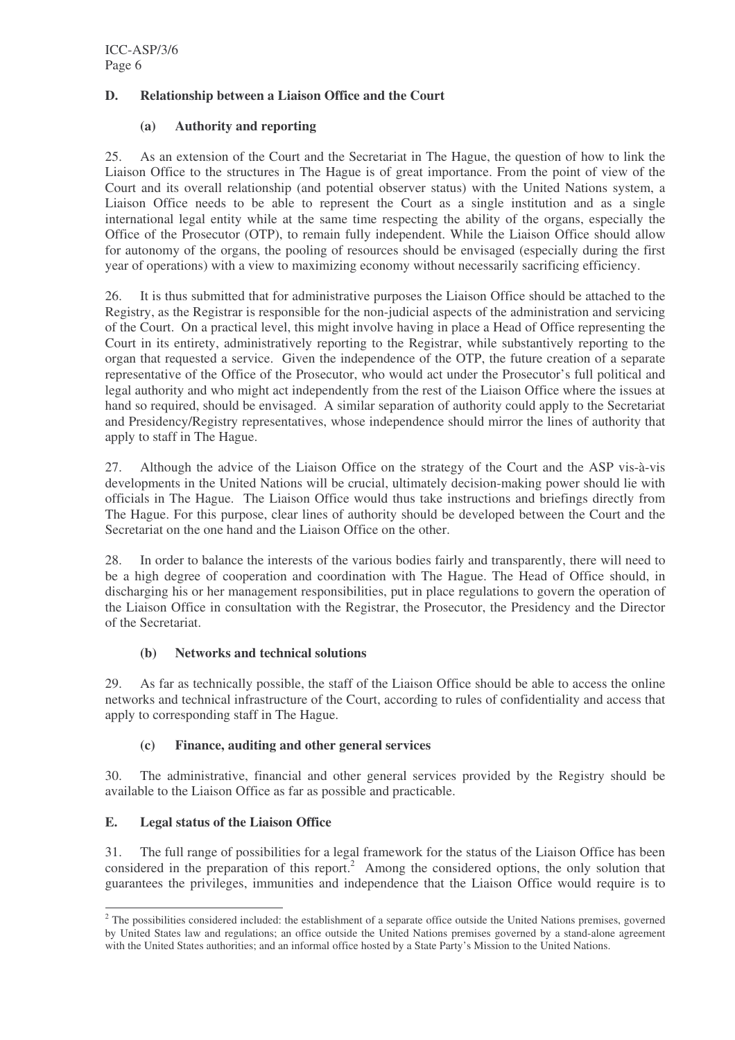## D. Relationship between a Liaison Office and the Court

### (a) Authority and reporting

25. As an extension of the Court and the Secretariat in The Hague, the question of how to link the Liaison Office to the structures in The Hague is of great importance. From the point of view of the Court and its overall relationship (and potential observer status) with the United Nations system, a Liaison Office needs to be able to represent the Court as a single institution and as a single international legal entity while at the same time respecting the ability of the organs, especially the Office of the Prosecutor (OTP), to remain fully independent. While the Liaison Office should allow for autonomy of the organs, the pooling of resources should be envisaged (especially during the first year of operations) with a view to maximizing economy without necessarily sacrificing efficiency.

26. It is thus submitted that for administrative purposes the Liaison Office should be attached to the Registry, as the Registrar is responsible for the non-judicial aspects of the administration and servicing of the Court. On a practical level, this might involve having in place a Head of Office representing the Court in its entirety, administratively reporting to the Registrar, while substantively reporting to the organ that requested a service. Given the independence of the OTP, the future creation of a separate representative of the Office of the Prosecutor, who would act under the Prosecutor's full political and legal authority and who might act independently from the rest of the Liaison Office where the issues at hand so required, should be envisaged. A similar separation of authority could apply to the Secretariat and Presidency/Registry representatives, whose independence should mirror the lines of authority that apply to staff in The Hague.

27. Although the advice of the Liaison Office on the strategy of the Court and the ASP vis-à-vis developments in the United Nations will be crucial, ultimately decision-making power should lie with officials in The Hague. The Liaison Office would thus take instructions and briefings directly from The Hague. For this purpose, clear lines of authority should be developed between the Court and the Secretariat on the one hand and the Liaison Office on the other.

28. In order to balance the interests of the various bodies fairly and transparently, there will need to be a high degree of cooperation and coordination with The Hague. The Head of Office should, in discharging his or her management responsibilities, put in place regulations to govern the operation of the Liaison Office in consultation with the Registrar, the Prosecutor, the Presidency and the Director of the Secretariat.

### (b) Networks and technical solutions

29. As far as technically possible, the staff of the Liaison Office should be able to access the online networks and technical infrastructure of the Court, according to rules of confidentiality and access that apply to corresponding staff in The Hague.

### (c) Finance, auditing and other general services

30. The administrative, financial and other general services provided by the Registry should be available to the Liaison Office as far as possible and practicable.

## E. Legal status of the Liaison Office

31. The full range of possibilities for a legal framework for the status of the Liaison Office has been considered in the preparation of this report.[2] Among the considered options, the only solution that guarantees the privileges, immunities and independence that the Liaison Office would require is to

[2] The possibilities considered included: the establishment of a separate office outside the United Nations premises, governed by United States law and regulations; an office outside the United Nations premises governed by a stand-alone agreement with the United States authorities; and an informal office hosted by a State Party's Mission to the United Nations.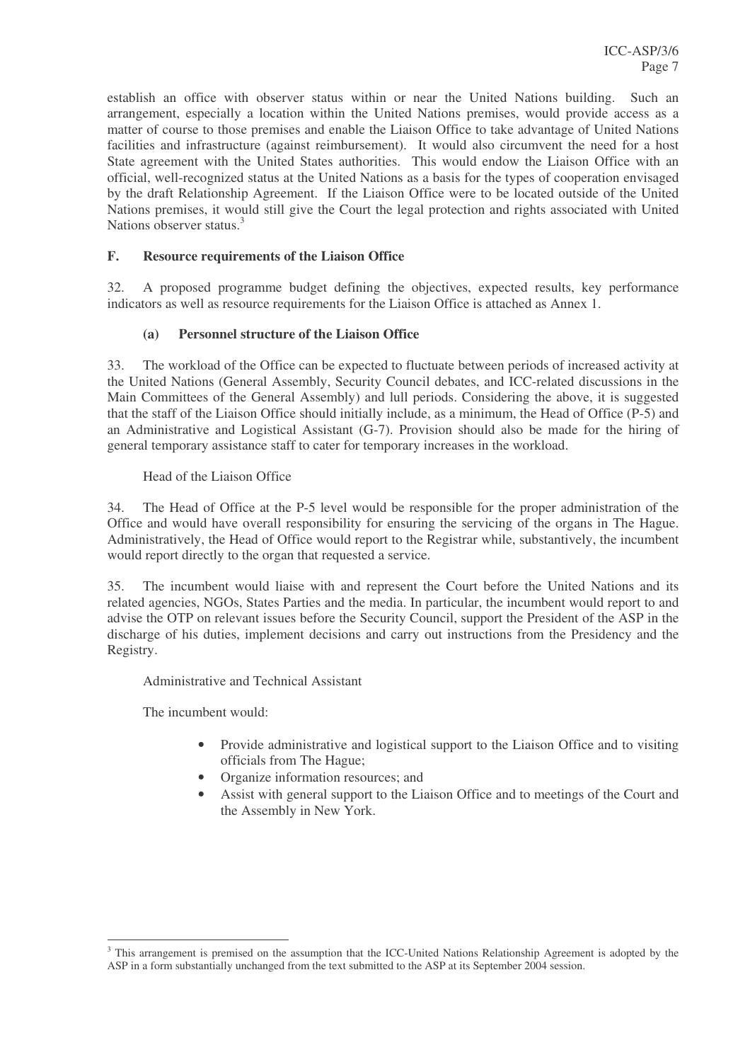establish an office with observer status within or near the United Nations building. Such an arrangement, especially a location within the United Nations premises, would provide access as a matter of course to those premises and enable the Liaison Office to take advantage of United Nations facilities and infrastructure (against reimbursement). It would also circumvent the need for a host State agreement with the United States authorities. This would endow the Liaison Office with an official, well-recognized status at the United Nations as a basis for the types of cooperation envisaged by the draft Relationship Agreement. If the Liaison Office were to be located outside of the United Nations premises, it would still give the Court the legal protection and rights associated with United Nations observer status.[3]

## F. Resource requirements of the Liaison Office

32. A proposed programme budget defining the objectives, expected results, key performance indicators as well as resource requirements for the Liaison Office is attached as Annex 1.

### (a) Personnel structure of the Liaison Office

33. The workload of the Office can be expected to fluctuate between periods of increased activity at the United Nations (General Assembly, Security Council debates, and ICC-related discussions in the Main Committees of the General Assembly) and lull periods. Considering the above, it is suggested that the staff of the Liaison Office should initially include, as a minimum, the Head of Office (P-5) and an Administrative and Logistical Assistant (G-7). Provision should also be made for the hiring of general temporary assistance staff to cater for temporary increases in the workload.

Head of the Liaison Office

34. The Head of Office at the P-5 level would be responsible for the proper administration of the Office and would have overall responsibility for ensuring the servicing of the organs in The Hague. Administratively, the Head of Office would report to the Registrar while, substantively, the incumbent would report directly to the organ that requested a service.

35. The incumbent would liaise with and represent the Court before the United Nations and its related agencies, NGOs, States Parties and the media. In particular, the incumbent would report to and advise the OTP on relevant issues before the Security Council, support the President of the ASP in the discharge of his duties, implement decisions and carry out instructions from the Presidency and the Registry.

Administrative and Technical Assistant

The incumbent would:

- Provide administrative and logistical support to the Liaison Office and to visiting officials from The Hague;
- Organize information resources; and
- Assist with general support to the Liaison Office and to meetings of the Court and the Assembly in New York.

---

[3] This arrangement is premised on the assumption that the ICC-United Nations Relationship Agreement is adopted by the ASP in a form substantially unchanged from the text submitted to the ASP at its September 2004 session.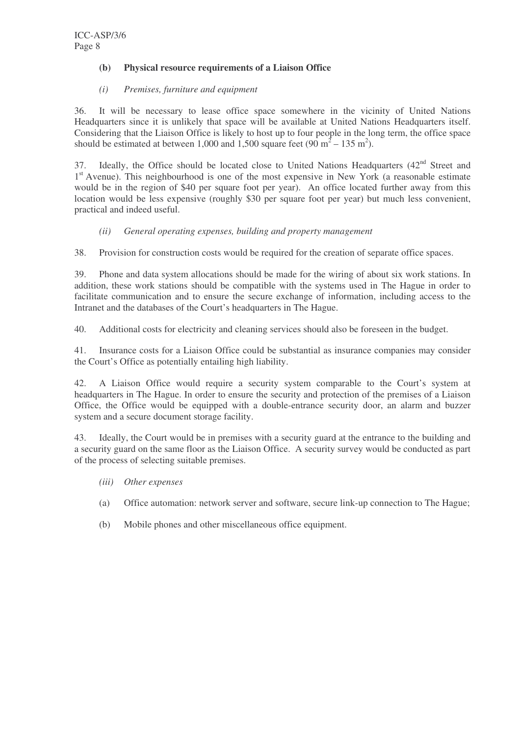### (b) Physical resource requirements of a Liaison Office

*(i) Premises, furniture and equipment*

36. It will be necessary to lease office space somewhere in the vicinity of United Nations Headquarters since it is unlikely that space will be available at United Nations Headquarters itself. Considering that the Liaison Office is likely to host up to four people in the long term, the office space should be estimated at between 1,000 and 1,500 square feet ($90\ m^2 - 135\ m^2$).

37. Ideally, the Office should be located close to United Nations Headquarters (42nd Street and 1st Avenue). This neighbourhood is one of the most expensive in New York (a reasonable estimate would be in the region of \$40 per square foot per year). An office located further away from this location would be less expensive (roughly \$30 per square foot per year) but much less convenient, practical and indeed useful.

*(ii) General operating expenses, building and property management*

38. Provision for construction costs would be required for the creation of separate office spaces.

39. Phone and data system allocations should be made for the wiring of about six work stations. In addition, these work stations should be compatible with the systems used in The Hague in order to facilitate communication and to ensure the secure exchange of information, including access to the Intranet and the databases of the Court's headquarters in The Hague.

40. Additional costs for electricity and cleaning services should also be foreseen in the budget.

41. Insurance costs for a Liaison Office could be substantial as insurance companies may consider the Court's Office as potentially entailing high liability.

42. A Liaison Office would require a security system comparable to the Court's system at headquarters in The Hague. In order to ensure the security and protection of the premises of a Liaison Office, the Office would be equipped with a double-entrance security door, an alarm and buzzer system and a secure document storage facility.

43. Ideally, the Court would be in premises with a security guard at the entrance to the building and a security guard on the same floor as the Liaison Office. A security survey would be conducted as part of the process of selecting suitable premises.

*(iii) Other expenses*

(a) Office automation: network server and software, secure link-up connection to The Hague;

(b) Mobile phones and other miscellaneous office equipment.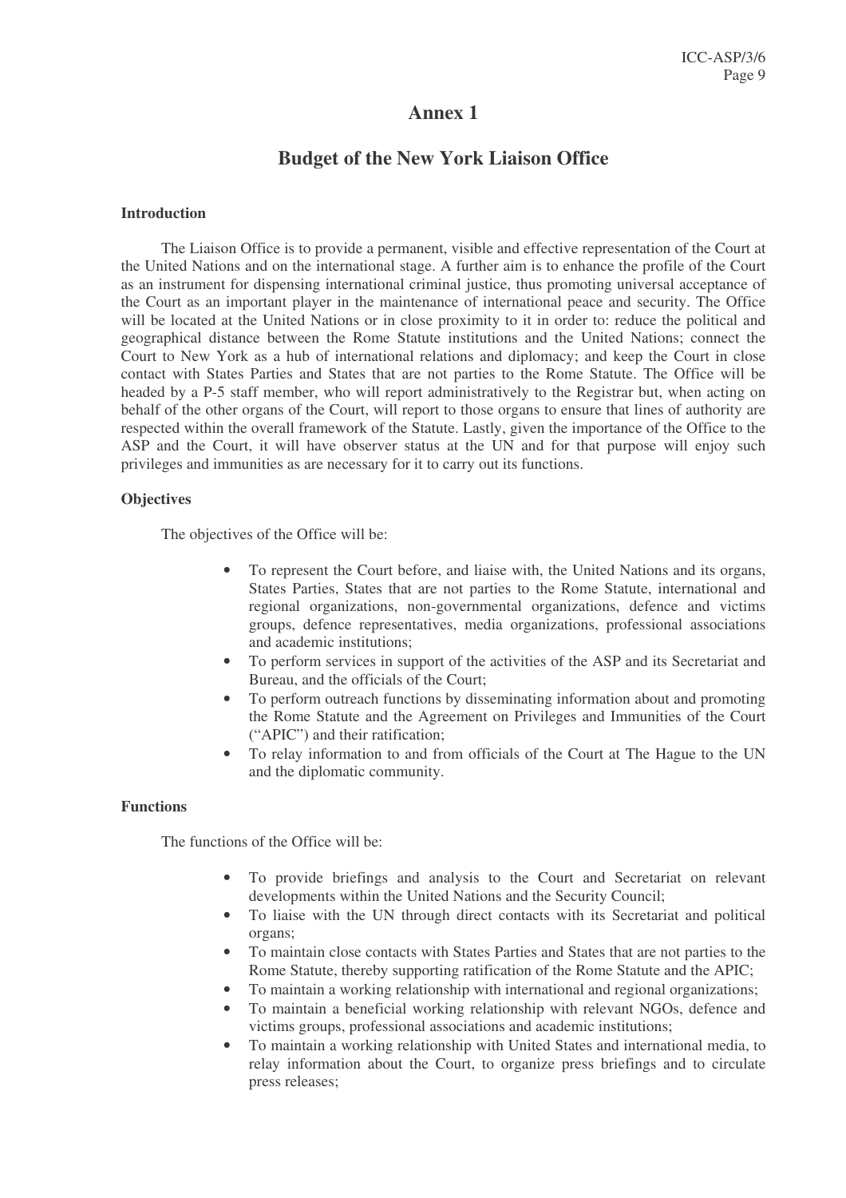# Annex 1

## Budget of the New York Liaison Office

**Introduction**

The Liaison Office is to provide a permanent, visible and effective representation of the Court at the United Nations and on the international stage. A further aim is to enhance the profile of the Court as an instrument for dispensing international criminal justice, thus promoting universal acceptance of the Court as an important player in the maintenance of international peace and security. The Office will be located at the United Nations or in close proximity to it in order to: reduce the political and geographical distance between the Rome Statute institutions and the United Nations; connect the Court to New York as a hub of international relations and diplomacy; and keep the Court in close contact with States Parties and States that are not parties to the Rome Statute. The Office will be headed by a P-5 staff member, who will report administratively to the Registrar but, when acting on behalf of the other organs of the Court, will report to those organs to ensure that lines of authority are respected within the overall framework of the Statute. Lastly, given the importance of the Office to the ASP and the Court, it will have observer status at the UN and for that purpose will enjoy such privileges and immunities as are necessary for it to carry out its functions.

**Objectives**

The objectives of the Office will be:

- To represent the Court before, and liaise with, the United Nations and its organs, States Parties, States that are not parties to the Rome Statute, international and regional organizations, non-governmental organizations, defence and victims groups, defence representatives, media organizations, professional associations and academic institutions;
- To perform services in support of the activities of the ASP and its Secretariat and Bureau, and the officials of the Court;
- To perform outreach functions by disseminating information about and promoting the Rome Statute and the Agreement on Privileges and Immunities of the Court ("APIC") and their ratification;
- To relay information to and from officials of the Court at The Hague to the UN and the diplomatic community.

**Functions**

The functions of the Office will be:

- To provide briefings and analysis to the Court and Secretariat on relevant developments within the United Nations and the Security Council;
- To liaise with the UN through direct contacts with its Secretariat and political organs;
- To maintain close contacts with States Parties and States that are not parties to the Rome Statute, thereby supporting ratification of the Rome Statute and the APIC;
- To maintain a working relationship with international and regional organizations;
- To maintain a beneficial working relationship with relevant NGOs, defence and victims groups, professional associations and academic institutions;
- To maintain a working relationship with United States and international media, to relay information about the Court, to organize press briefings and to circulate press releases;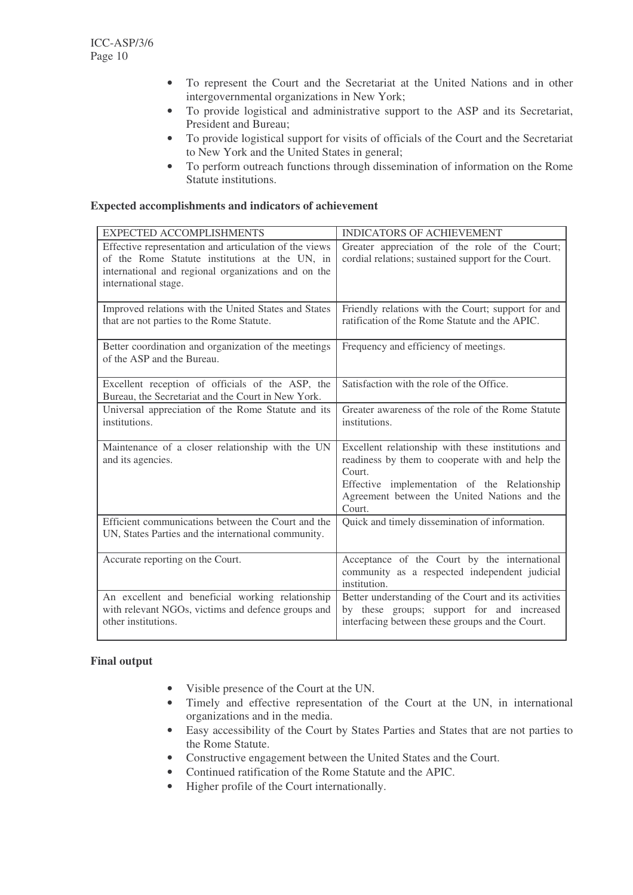- To represent the Court and the Secretariat at the United Nations and in other intergovernmental organizations in New York;
- To provide logistical and administrative support to the ASP and its Secretariat, President and Bureau;
- To provide logistical support for visits of officials of the Court and the Secretariat to New York and the United States in general;
- To perform outreach functions through dissemination of information on the Rome Statute institutions.

**Expected accomplishments and indicators of achievement**

| EXPECTED ACCOMPLISHMENTS | INDICATORS OF ACHIEVEMENT |
|---|---|
| Effective representation and articulation of the views of the Rome Statute institutions at the UN, in international and regional organizations and on the international stage. | Greater appreciation of the role of the Court; cordial relations; sustained support for the Court. |
| Improved relations with the United States and States that are not parties to the Rome Statute. | Friendly relations with the Court; support for and ratification of the Rome Statute and the APIC. |
| Better coordination and organization of the meetings of the ASP and the Bureau. | Frequency and efficiency of meetings. |
| Excellent reception of officials of the ASP, the Bureau, the Secretariat and the Court in New York. | Satisfaction with the role of the Office. |
| Universal appreciation of the Rome Statute and its institutions. | Greater awareness of the role of the Rome Statute institutions. |
| Maintenance of a closer relationship with the UN and its agencies. | Excellent relationship with these institutions and readiness by them to cooperate with and help the Court.<br>Effective implementation of the Relationship Agreement between the United Nations and the Court. |
| Efficient communications between the Court and the UN, States Parties and the international community. | Quick and timely dissemination of information. |
| Accurate reporting on the Court. | Acceptance of the Court by the international community as a respected independent judicial institution. |
| An excellent and beneficial working relationship with relevant NGOs, victims and defence groups and other institutions. | Better understanding of the Court and its activities by these groups; support for and increased interfacing between these groups and the Court. |

**Final output**

- Visible presence of the Court at the UN.
- Timely and effective representation of the Court at the UN, in international organizations and in the media.
- Easy accessibility of the Court by States Parties and States that are not parties to the Rome Statute.
- Constructive engagement between the United States and the Court.
- Continued ratification of the Rome Statute and the APIC.
- Higher profile of the Court internationally.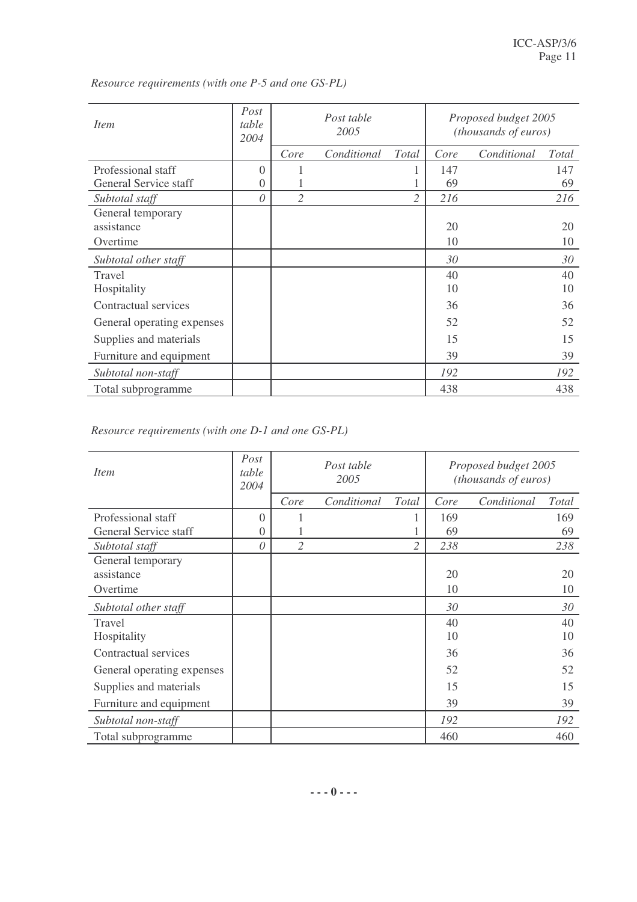*Resource requirements (with one P-5 and one GS-PL)*

| *Item* | *Post table 2004* | *Post table 2005* | | | *Proposed budget 2005 (thousands of euros)* | | |
|---|---|---|---|---|---|---|---|
| | | *Core* | *Conditional* | *Total* | *Core* | *Conditional* | *Total* |
| Professional staff | 0 | 1 | | 1 | 147 | | 147 |
| General Service staff | 0 | 1 | | 1 | 69 | | 69 |
| *Subtotal staff* | *0* | *2* | | *2* | *216* | | *216* |
| General temporary assistance | | | | | 20 | | 20 |
| Overtime | | | | | 10 | | 10 |
| *Subtotal other staff* | | | | | *30* | | *30* |
| Travel | | | | | 40 | | 40 |
| Hospitality | | | | | 10 | | 10 |
| Contractual services | | | | | 36 | | 36 |
| General operating expenses | | | | | 52 | | 52 |
| Supplies and materials | | | | | 15 | | 15 |
| Furniture and equipment | | | | | 39 | | 39 |
| *Subtotal non-staff* | | | | | *192* | | *192* |
| Total subprogramme | | | | | 438 | | 438 |

*Resource requirements (with one D-1 and one GS-PL)*

| *Item* | *Post table 2004* | *Post table 2005* | | | *Proposed budget 2005 (thousands of euros)* | | |
|---|---|---|---|---|---|---|---|
| | | *Core* | *Conditional* | *Total* | *Core* | *Conditional* | *Total* |
| Professional staff | 0 | 1 | | 1 | 169 | | 169 |
| General Service staff | 0 | 1 | | 1 | 69 | | 69 |
| *Subtotal staff* | *0* | *2* | | *2* | *238* | | *238* |
| General temporary assistance | | | | | 20 | | 20 |
| Overtime | | | | | 10 | | 10 |
| *Subtotal other staff* | | | | | *30* | | *30* |
| Travel | | | | | 40 | | 40 |
| Hospitality | | | | | 10 | | 10 |
| Contractual services | | | | | 36 | | 36 |
| General operating expenses | | | | | 52 | | 52 |
| Supplies and materials | | | | | 15 | | 15 |
| Furniture and equipment | | | | | 39 | | 39 |
| *Subtotal non-staff* | | | | | *192* | | *192* |
| Total subprogramme | | | | | 460 | | 460 |

**- - - 0 - - -**